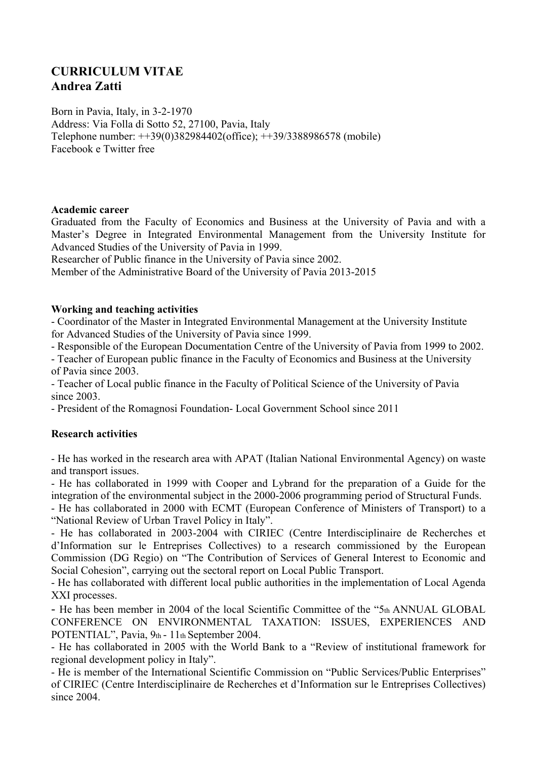# CURRICULUM VITAE
# Andrea Zatti

Born in Pavia, Italy, in 3-2-1970
Address: Via Folla di Sotto 52, 27100, Pavia, Italy
Telephone number: ++39(0)382984402(office); ++39/3388986578 (mobile)
Facebook e Twitter free

**Academic career**

Graduated from the Faculty of Economics and Business at the University of Pavia and with a Master's Degree in Integrated Environmental Management from the University Institute for Advanced Studies of the University of Pavia in 1999.
Researcher of Public finance in the University of Pavia since 2002.
Member of the Administrative Board of the University of Pavia 2013-2015

**Working and teaching activities**

- Coordinator of the Master in Integrated Environmental Management at the University Institute for Advanced Studies of the University of Pavia since 1999.
- Responsible of the European Documentation Centre of the University of Pavia from 1999 to 2002.
- Teacher of European public finance in the Faculty of Economics and Business at the University of Pavia since 2003.
- Teacher of Local public finance in the Faculty of Political Science of the University of Pavia since 2003.
- President of the Romagnosi Foundation- Local Government School since 2011

**Research activities**

- He has worked in the research area with APAT (Italian National Environmental Agency) on waste and transport issues.
- He has collaborated in 1999 with Cooper and Lybrand for the preparation of a Guide for the integration of the environmental subject in the 2000-2006 programming period of Structural Funds.
- He has collaborated in 2000 with ECMT (European Conference of Ministers of Transport) to a "National Review of Urban Travel Policy in Italy".
- He has collaborated in 2003-2004 with CIRIEC (Centre Interdisciplinaire de Recherches et d'Information sur le Entreprises Collectives) to a research commissioned by the European Commission (DG Regio) on "The Contribution of Services of General Interest to Economic and Social Cohesion", carrying out the sectoral report on Local Public Transport.
- He has collaborated with different local public authorities in the implementation of Local Agenda XXI processes.
- He has been member in 2004 of the local Scientific Committee of the "5th ANNUAL GLOBAL CONFERENCE ON ENVIRONMENTAL TAXATION: ISSUES, EXPERIENCES AND POTENTIAL", Pavia, 9th - 11th September 2004.
- He has collaborated in 2005 with the World Bank to a "Review of institutional framework for regional development policy in Italy".
- He is member of the International Scientific Commission on "Public Services/Public Enterprises" of CIRIEC (Centre Interdisciplinaire de Recherches et d'Information sur le Entreprises Collectives) since 2004.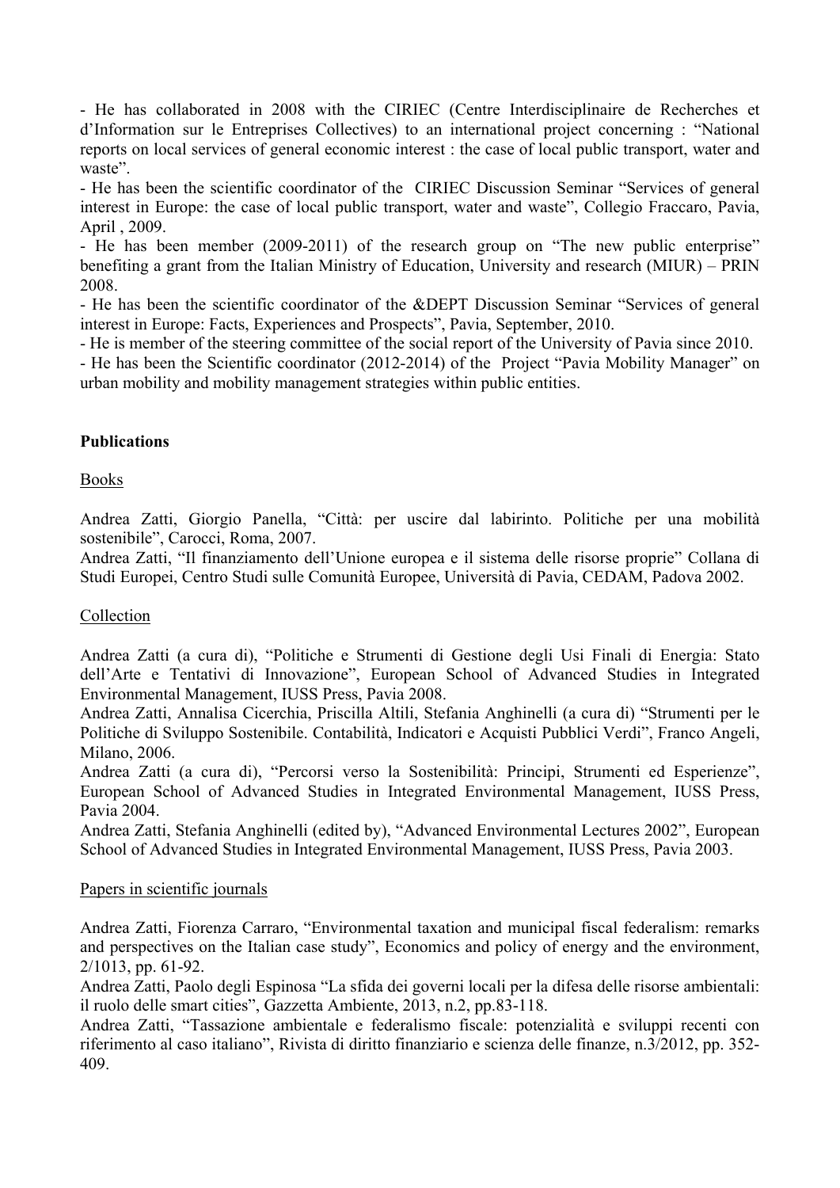- He has collaborated in 2008 with the CIRIEC (Centre Interdisciplinaire de Recherches et d'Information sur le Entreprises Collectives) to an international project concerning : "National reports on local services of general economic interest : the case of local public transport, water and waste".
- He has been the scientific coordinator of the CIRIEC Discussion Seminar "Services of general interest in Europe: the case of local public transport, water and waste", Collegio Fraccaro, Pavia, April , 2009.
- He has been member (2009-2011) of the research group on "The new public enterprise" benefiting a grant from the Italian Ministry of Education, University and research (MIUR) – PRIN 2008.
- He has been the scientific coordinator of the &DEPT Discussion Seminar "Services of general interest in Europe: Facts, Experiences and Prospects", Pavia, September, 2010.
- He is member of the steering committee of the social report of the University of Pavia since 2010.
- He has been the Scientific coordinator (2012-2014) of the Project "Pavia Mobility Manager" on urban mobility and mobility management strategies within public entities.

**Publications**

Books

Andrea Zatti, Giorgio Panella, "Città: per uscire dal labirinto. Politiche per una mobilità sostenibile", Carocci, Roma, 2007.
Andrea Zatti, "Il finanziamento dell'Unione europea e il sistema delle risorse proprie" Collana di Studi Europei, Centro Studi sulle Comunità Europee, Università di Pavia, CEDAM, Padova 2002.

Collection

Andrea Zatti (a cura di), "Politiche e Strumenti di Gestione degli Usi Finali di Energia: Stato dell'Arte e Tentativi di Innovazione", European School of Advanced Studies in Integrated Environmental Management, IUSS Press, Pavia 2008.
Andrea Zatti, Annalisa Cicerchia, Priscilla Altili, Stefania Anghinelli (a cura di) "Strumenti per le Politiche di Sviluppo Sostenibile. Contabilità, Indicatori e Acquisti Pubblici Verdi", Franco Angeli, Milano, 2006.
Andrea Zatti (a cura di), "Percorsi verso la Sostenibilità: Principi, Strumenti ed Esperienze", European School of Advanced Studies in Integrated Environmental Management, IUSS Press, Pavia 2004.
Andrea Zatti, Stefania Anghinelli (edited by), "Advanced Environmental Lectures 2002", European School of Advanced Studies in Integrated Environmental Management, IUSS Press, Pavia 2003.

Papers in scientific journals

Andrea Zatti, Fiorenza Carraro, "Environmental taxation and municipal fiscal federalism: remarks and perspectives on the Italian case study", Economics and policy of energy and the environment, 2/1013, pp. 61-92.
Andrea Zatti, Paolo degli Espinosa "La sfida dei governi locali per la difesa delle risorse ambientali: il ruolo delle smart cities", Gazzetta Ambiente, 2013, n.2, pp.83-118.
Andrea Zatti, "Tassazione ambientale e federalismo fiscale: potenzialità e sviluppi recenti con riferimento al caso italiano", Rivista di diritto finanziario e scienza delle finanze, n.3/2012, pp. 352-409.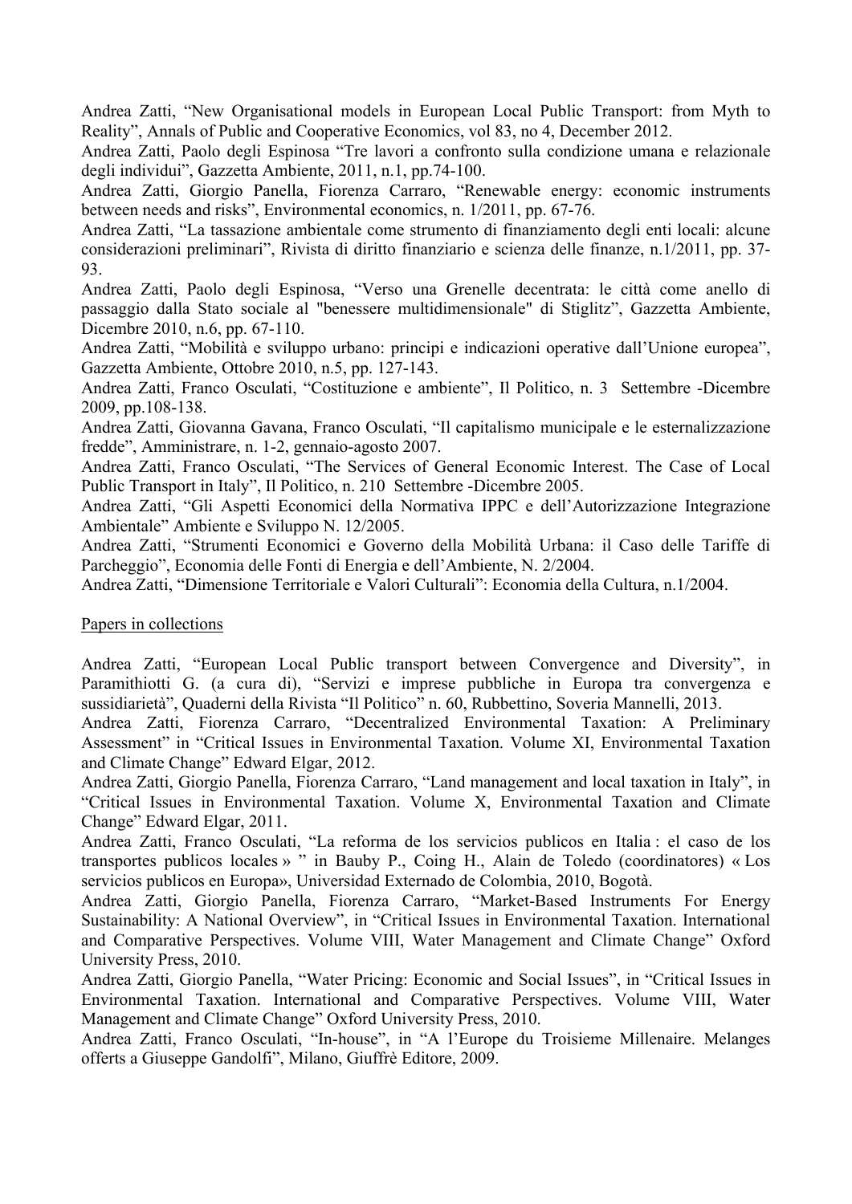Andrea Zatti, "New Organisational models in European Local Public Transport: from Myth to Reality", Annals of Public and Cooperative Economics, vol 83, no 4, December 2012.

Andrea Zatti, Paolo degli Espinosa "Tre lavori a confronto sulla condizione umana e relazionale degli individui", Gazzetta Ambiente, 2011, n.1, pp.74-100.

Andrea Zatti, Giorgio Panella, Fiorenza Carraro, "Renewable energy: economic instruments between needs and risks", Environmental economics, n. 1/2011, pp. 67-76.

Andrea Zatti, "La tassazione ambientale come strumento di finanziamento degli enti locali: alcune considerazioni preliminari", Rivista di diritto finanziario e scienza delle finanze, n.1/2011, pp. 37-93.

Andrea Zatti, Paolo degli Espinosa, "Verso una Grenelle decentrata: le città come anello di passaggio dalla Stato sociale al "benessere multidimensionale" di Stiglitz", Gazzetta Ambiente, Dicembre 2010, n.6, pp. 67-110.

Andrea Zatti, "Mobilità e sviluppo urbano: principi e indicazioni operative dall'Unione europea", Gazzetta Ambiente, Ottobre 2010, n.5, pp. 127-143.

Andrea Zatti, Franco Osculati, "Costituzione e ambiente", Il Politico, n. 3 Settembre -Dicembre 2009, pp.108-138.

Andrea Zatti, Giovanna Gavana, Franco Osculati, "Il capitalismo municipale e le esternalizzazione fredde", Amministrare, n. 1-2, gennaio-agosto 2007.

Andrea Zatti, Franco Osculati, "The Services of General Economic Interest. The Case of Local Public Transport in Italy", Il Politico, n. 210 Settembre -Dicembre 2005.

Andrea Zatti, "Gli Aspetti Economici della Normativa IPPC e dell'Autorizzazione Integrazione Ambientale" Ambiente e Sviluppo N. 12/2005.

Andrea Zatti, "Strumenti Economici e Governo della Mobilità Urbana: il Caso delle Tariffe di Parcheggio", Economia delle Fonti di Energia e dell'Ambiente, N. 2/2004.

Andrea Zatti, "Dimensione Territoriale e Valori Culturali": Economia della Cultura, n.1/2004.

## Papers in collections

Andrea Zatti, "European Local Public transport between Convergence and Diversity", in Paramithiotti G. (a cura di), "Servizi e imprese pubbliche in Europa tra convergenza e sussidiarietà", Quaderni della Rivista "Il Politico" n. 60, Rubbettino, Soveria Mannelli, 2013.

Andrea Zatti, Fiorenza Carraro, "Decentralized Environmental Taxation: A Preliminary Assessment" in "Critical Issues in Environmental Taxation. Volume XI, Environmental Taxation and Climate Change" Edward Elgar, 2012.

Andrea Zatti, Giorgio Panella, Fiorenza Carraro, "Land management and local taxation in Italy", in "Critical Issues in Environmental Taxation. Volume X, Environmental Taxation and Climate Change" Edward Elgar, 2011.

Andrea Zatti, Franco Osculati, "La reforma de los servicios publicos en Italia : el caso de los transportes publicos locales » " in Bauby P., Coing H., Alain de Toledo (coordinatores) « Los servicios publicos en Europa», Universidad Externado de Colombia, 2010, Bogotà.

Andrea Zatti, Giorgio Panella, Fiorenza Carraro, "Market-Based Instruments For Energy Sustainability: A National Overview", in "Critical Issues in Environmental Taxation. International and Comparative Perspectives. Volume VIII, Water Management and Climate Change" Oxford University Press, 2010.

Andrea Zatti, Giorgio Panella, "Water Pricing: Economic and Social Issues", in "Critical Issues in Environmental Taxation. International and Comparative Perspectives. Volume VIII, Water Management and Climate Change" Oxford University Press, 2010.

Andrea Zatti, Franco Osculati, "In-house", in "A l'Europe du Troisieme Millenaire. Melanges offerts a Giuseppe Gandolfi", Milano, Giuffrè Editore, 2009.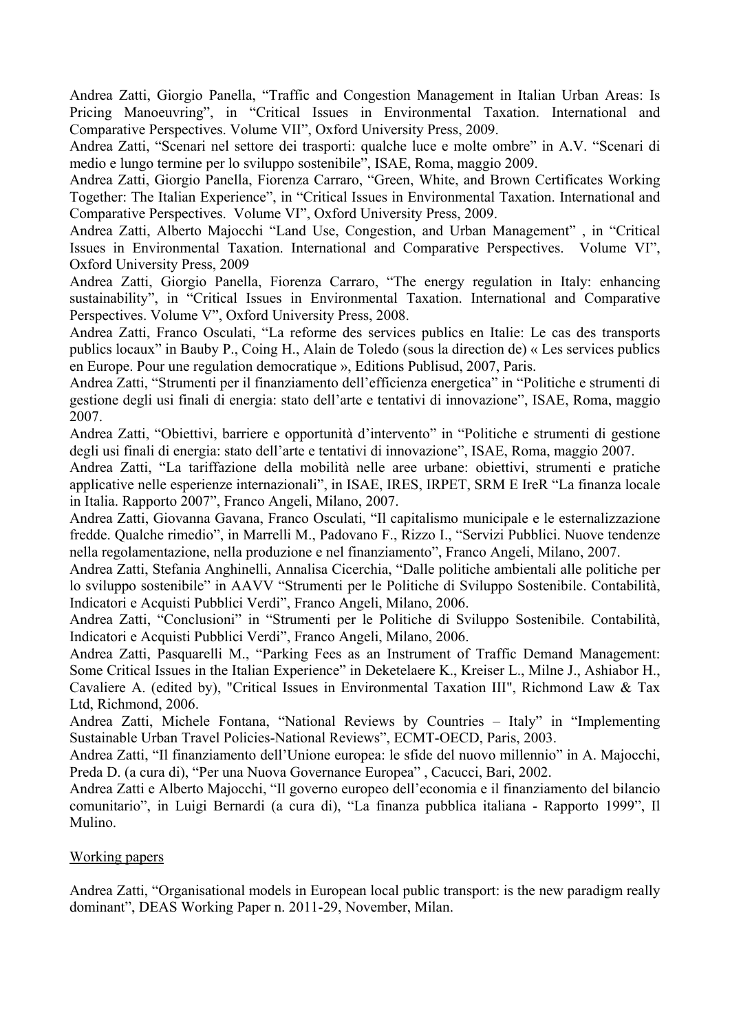Andrea Zatti, Giorgio Panella, "Traffic and Congestion Management in Italian Urban Areas: Is Pricing Manoeuvring", in "Critical Issues in Environmental Taxation. International and Comparative Perspectives. Volume VII", Oxford University Press, 2009.

Andrea Zatti, "Scenari nel settore dei trasporti: qualche luce e molte ombre" in A.V. "Scenari di medio e lungo termine per lo sviluppo sostenibile", ISAE, Roma, maggio 2009.

Andrea Zatti, Giorgio Panella, Fiorenza Carraro, "Green, White, and Brown Certificates Working Together: The Italian Experience", in "Critical Issues in Environmental Taxation. International and Comparative Perspectives. Volume VI", Oxford University Press, 2009.

Andrea Zatti, Alberto Majocchi "Land Use, Congestion, and Urban Management" , in "Critical Issues in Environmental Taxation. International and Comparative Perspectives. Volume VI", Oxford University Press, 2009

Andrea Zatti, Giorgio Panella, Fiorenza Carraro, "The energy regulation in Italy: enhancing sustainability", in "Critical Issues in Environmental Taxation. International and Comparative Perspectives. Volume V", Oxford University Press, 2008.

Andrea Zatti, Franco Osculati, "La reforme des services publics en Italie: Le cas des transports publics locaux" in Bauby P., Coing H., Alain de Toledo (sous la direction de) « Les services publics en Europe. Pour une regulation democratique », Editions Publisud, 2007, Paris.

Andrea Zatti, "Strumenti per il finanziamento dell'efficienza energetica" in "Politiche e strumenti di gestione degli usi finali di energia: stato dell'arte e tentativi di innovazione", ISAE, Roma, maggio 2007.

Andrea Zatti, "Obiettivi, barriere e opportunità d'intervento" in "Politiche e strumenti di gestione degli usi finali di energia: stato dell'arte e tentativi di innovazione", ISAE, Roma, maggio 2007.

Andrea Zatti, "La tariffazione della mobilità nelle aree urbane: obiettivi, strumenti e pratiche applicative nelle esperienze internazionali", in ISAE, IRES, IRPET, SRM E IreR "La finanza locale in Italia. Rapporto 2007", Franco Angeli, Milano, 2007.

Andrea Zatti, Giovanna Gavana, Franco Osculati, "Il capitalismo municipale e le esternalizzazione fredde. Qualche rimedio", in Marrelli M., Padovano F., Rizzo I., "Servizi Pubblici. Nuove tendenze nella regolamentazione, nella produzione e nel finanziamento", Franco Angeli, Milano, 2007.

Andrea Zatti, Stefania Anghinelli, Annalisa Cicerchia, "Dalle politiche ambientali alle politiche per lo sviluppo sostenibile" in AAVV "Strumenti per le Politiche di Sviluppo Sostenibile. Contabilità, Indicatori e Acquisti Pubblici Verdi", Franco Angeli, Milano, 2006.

Andrea Zatti, "Conclusioni" in "Strumenti per le Politiche di Sviluppo Sostenibile. Contabilità, Indicatori e Acquisti Pubblici Verdi", Franco Angeli, Milano, 2006.

Andrea Zatti, Pasquarelli M., "Parking Fees as an Instrument of Traffic Demand Management: Some Critical Issues in the Italian Experience" in Deketelaere K., Kreiser L., Milne J., Ashiabor H., Cavaliere A. (edited by), "Critical Issues in Environmental Taxation III", Richmond Law & Tax Ltd, Richmond, 2006.

Andrea Zatti, Michele Fontana, "National Reviews by Countries – Italy" in "Implementing Sustainable Urban Travel Policies-National Reviews", ECMT-OECD, Paris, 2003.

Andrea Zatti, "Il finanziamento dell'Unione europea: le sfide del nuovo millennio" in A. Majocchi, Preda D. (a cura di), "Per una Nuova Governance Europea" , Cacucci, Bari, 2002.

Andrea Zatti e Alberto Majocchi, "Il governo europeo dell'economia e il finanziamento del bilancio comunitario", in Luigi Bernardi (a cura di), "La finanza pubblica italiana - Rapporto 1999", Il Mulino.

Working papers

Andrea Zatti, "Organisational models in European local public transport: is the new paradigm really dominant", DEAS Working Paper n. 2011-29, November, Milan.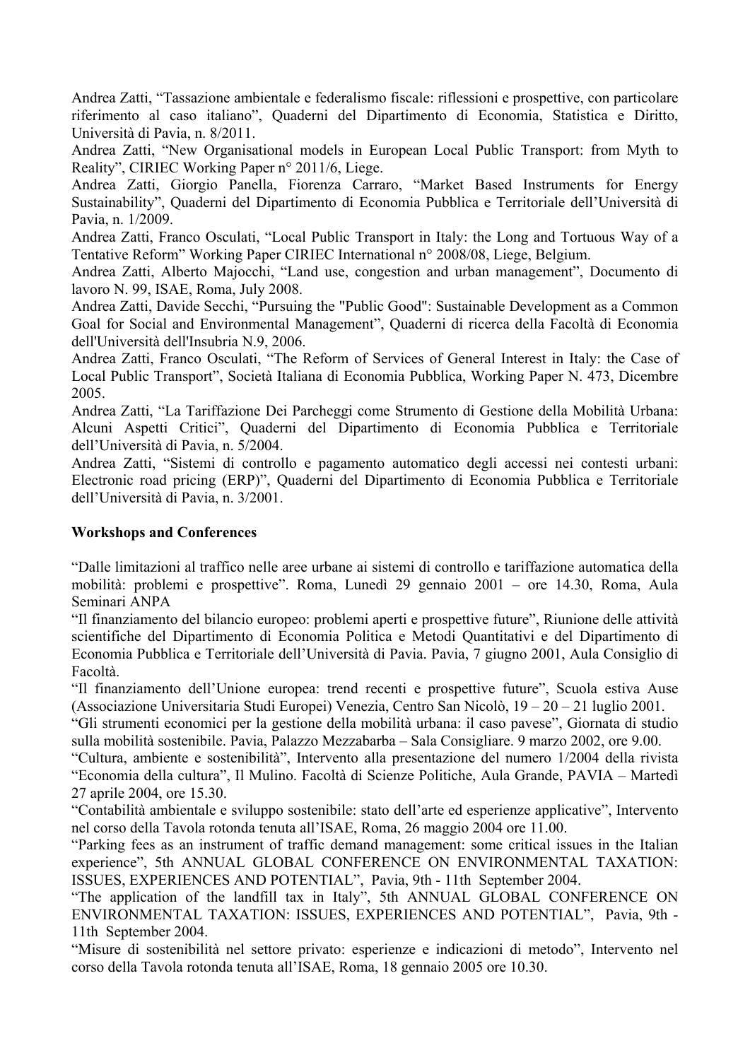Andrea Zatti, "Tassazione ambientale e federalismo fiscale: riflessioni e prospettive, con particolare riferimento al caso italiano", Quaderni del Dipartimento di Economia, Statistica e Diritto, Università di Pavia, n. 8/2011.

Andrea Zatti, "New Organisational models in European Local Public Transport: from Myth to Reality", CIRIEC Working Paper n° 2011/6, Liege.

Andrea Zatti, Giorgio Panella, Fiorenza Carraro, "Market Based Instruments for Energy Sustainability", Quaderni del Dipartimento di Economia Pubblica e Territoriale dell'Università di Pavia, n. 1/2009.

Andrea Zatti, Franco Osculati, "Local Public Transport in Italy: the Long and Tortuous Way of a Tentative Reform" Working Paper CIRIEC International n° 2008/08, Liege, Belgium.

Andrea Zatti, Alberto Majocchi, "Land use, congestion and urban management", Documento di lavoro N. 99, ISAE, Roma, July 2008.

Andrea Zatti, Davide Secchi, "Pursuing the "Public Good": Sustainable Development as a Common Goal for Social and Environmental Management", Quaderni di ricerca della Facoltà di Economia dell'Università dell'Insubria N.9, 2006.

Andrea Zatti, Franco Osculati, "The Reform of Services of General Interest in Italy: the Case of Local Public Transport", Società Italiana di Economia Pubblica, Working Paper N. 473, Dicembre 2005.

Andrea Zatti, "La Tariffazione Dei Parcheggi come Strumento di Gestione della Mobilità Urbana: Alcuni Aspetti Critici", Quaderni del Dipartimento di Economia Pubblica e Territoriale dell'Università di Pavia, n. 5/2004.

Andrea Zatti, "Sistemi di controllo e pagamento automatico degli accessi nei contesti urbani: Electronic road pricing (ERP)", Quaderni del Dipartimento di Economia Pubblica e Territoriale dell'Università di Pavia, n. 3/2001.

**Workshops and Conferences**

"Dalle limitazioni al traffico nelle aree urbane ai sistemi di controllo e tariffazione automatica della mobilità: problemi e prospettive". Roma, Lunedì 29 gennaio 2001 – ore 14.30, Roma, Aula Seminari ANPA

"Il finanziamento del bilancio europeo: problemi aperti e prospettive future", Riunione delle attività scientifiche del Dipartimento di Economia Politica e Metodi Quantitativi e del Dipartimento di Economia Pubblica e Territoriale dell'Università di Pavia. Pavia, 7 giugno 2001, Aula Consiglio di Facoltà.

"Il finanziamento dell'Unione europea: trend recenti e prospettive future", Scuola estiva Ause (Associazione Universitaria Studi Europei) Venezia, Centro San Nicolò, 19 – 20 – 21 luglio 2001.

"Gli strumenti economici per la gestione della mobilità urbana: il caso pavese", Giornata di studio sulla mobilità sostenibile. Pavia, Palazzo Mezzabarba – Sala Consigliare. 9 marzo 2002, ore 9.00.

"Cultura, ambiente e sostenibilità", Intervento alla presentazione del numero 1/2004 della rivista "Economia della cultura", Il Mulino. Facoltà di Scienze Politiche, Aula Grande, PAVIA – Martedì 27 aprile 2004, ore 15.30.

"Contabilità ambientale e sviluppo sostenibile: stato dell'arte ed esperienze applicative", Intervento nel corso della Tavola rotonda tenuta all'ISAE, Roma, 26 maggio 2004 ore 11.00.

"Parking fees as an instrument of traffic demand management: some critical issues in the Italian experience", 5th ANNUAL GLOBAL CONFERENCE ON ENVIRONMENTAL TAXATION: ISSUES, EXPERIENCES AND POTENTIAL", Pavia, 9th - 11th September 2004.

"The application of the landfill tax in Italy", 5th ANNUAL GLOBAL CONFERENCE ON ENVIRONMENTAL TAXATION: ISSUES, EXPERIENCES AND POTENTIAL", Pavia, 9th - 11th September 2004.

"Misure di sostenibilità nel settore privato: esperienze e indicazioni di metodo", Intervento nel corso della Tavola rotonda tenuta all'ISAE, Roma, 18 gennaio 2005 ore 10.30.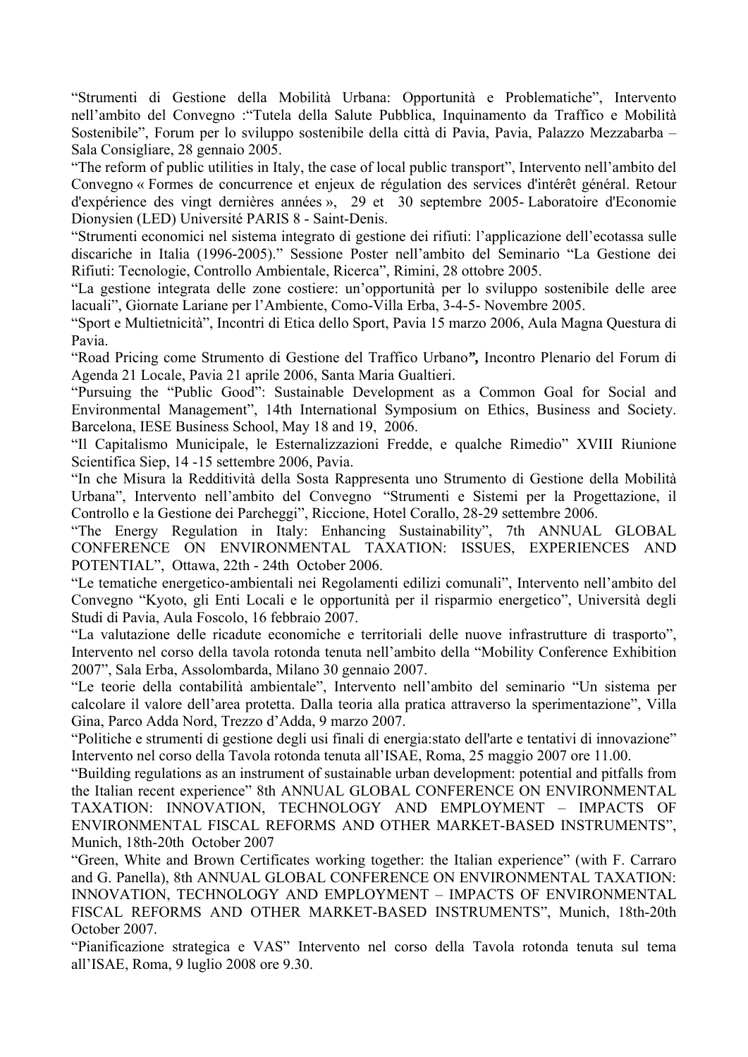"Strumenti di Gestione della Mobilità Urbana: Opportunità e Problematiche", Intervento nell'ambito del Convegno :"Tutela della Salute Pubblica, Inquinamento da Traffico e Mobilità Sostenibile", Forum per lo sviluppo sostenibile della città di Pavia, Pavia, Palazzo Mezzabarba – Sala Consigliare, 28 gennaio 2005.

"The reform of public utilities in Italy, the case of local public transport", Intervento nell'ambito del Convegno « Formes de concurrence et enjeux de régulation des services d'intérêt général. Retour d'expérience des vingt dernières années », 29 et 30 septembre 2005- Laboratoire d'Economie Dionysien (LED) Université PARIS 8 - Saint-Denis.

"Strumenti economici nel sistema integrato di gestione dei rifiuti: l'applicazione dell'ecotassa sulle discariche in Italia (1996-2005)." Sessione Poster nell'ambito del Seminario "La Gestione dei Rifiuti: Tecnologie, Controllo Ambientale, Ricerca", Rimini, 28 ottobre 2005.

"La gestione integrata delle zone costiere: un'opportunità per lo sviluppo sostenibile delle aree lacuali", Giornate Lariane per l'Ambiente, Como-Villa Erba, 3-4-5- Novembre 2005.

"Sport e Multietnicità", Incontri di Etica dello Sport, Pavia 15 marzo 2006, Aula Magna Questura di Pavia.

"Road Pricing come Strumento di Gestione del Traffico Urbano*"*, Incontro Plenario del Forum di Agenda 21 Locale, Pavia 21 aprile 2006, Santa Maria Gualtieri.

"Pursuing the "Public Good": Sustainable Development as a Common Goal for Social and Environmental Management", 14th International Symposium on Ethics, Business and Society. Barcelona, IESE Business School, May 18 and 19, 2006.

"Il Capitalismo Municipale, le Esternalizzazioni Fredde, e qualche Rimedio" XVIII Riunione Scientifica Siep, 14 -15 settembre 2006, Pavia.

"In che Misura la Redditività della Sosta Rappresenta uno Strumento di Gestione della Mobilità Urbana", Intervento nell'ambito del Convegno "Strumenti e Sistemi per la Progettazione, il Controllo e la Gestione dei Parcheggi", Riccione, Hotel Corallo, 28-29 settembre 2006.

"The Energy Regulation in Italy: Enhancing Sustainability", 7th ANNUAL GLOBAL CONFERENCE ON ENVIRONMENTAL TAXATION: ISSUES, EXPERIENCES AND POTENTIAL", Ottawa, 22th - 24th October 2006.

"Le tematiche energetico-ambientali nei Regolamenti edilizi comunali", Intervento nell'ambito del Convegno "Kyoto, gli Enti Locali e le opportunità per il risparmio energetico", Università degli Studi di Pavia, Aula Foscolo, 16 febbraio 2007.

"La valutazione delle ricadute economiche e territoriali delle nuove infrastrutture di trasporto", Intervento nel corso della tavola rotonda tenuta nell'ambito della "Mobility Conference Exhibition 2007", Sala Erba, Assolombarda, Milano 30 gennaio 2007.

"Le teorie della contabilità ambientale", Intervento nell'ambito del seminario "Un sistema per calcolare il valore dell'area protetta. Dalla teoria alla pratica attraverso la sperimentazione", Villa Gina, Parco Adda Nord, Trezzo d'Adda, 9 marzo 2007.

"Politiche e strumenti di gestione degli usi finali di energia:stato dell'arte e tentativi di innovazione" Intervento nel corso della Tavola rotonda tenuta all'ISAE, Roma, 25 maggio 2007 ore 11.00.

"Building regulations as an instrument of sustainable urban development: potential and pitfalls from the Italian recent experience" 8th ANNUAL GLOBAL CONFERENCE ON ENVIRONMENTAL TAXATION: INNOVATION, TECHNOLOGY AND EMPLOYMENT – IMPACTS OF ENVIRONMENTAL FISCAL REFORMS AND OTHER MARKET-BASED INSTRUMENTS", Munich, 18th-20th October 2007

"Green, White and Brown Certificates working together: the Italian experience" (with F. Carraro and G. Panella), 8th ANNUAL GLOBAL CONFERENCE ON ENVIRONMENTAL TAXATION: INNOVATION, TECHNOLOGY AND EMPLOYMENT – IMPACTS OF ENVIRONMENTAL FISCAL REFORMS AND OTHER MARKET-BASED INSTRUMENTS", Munich, 18th-20th October 2007.

"Pianificazione strategica e VAS" Intervento nel corso della Tavola rotonda tenuta sul tema all'ISAE, Roma, 9 luglio 2008 ore 9.30.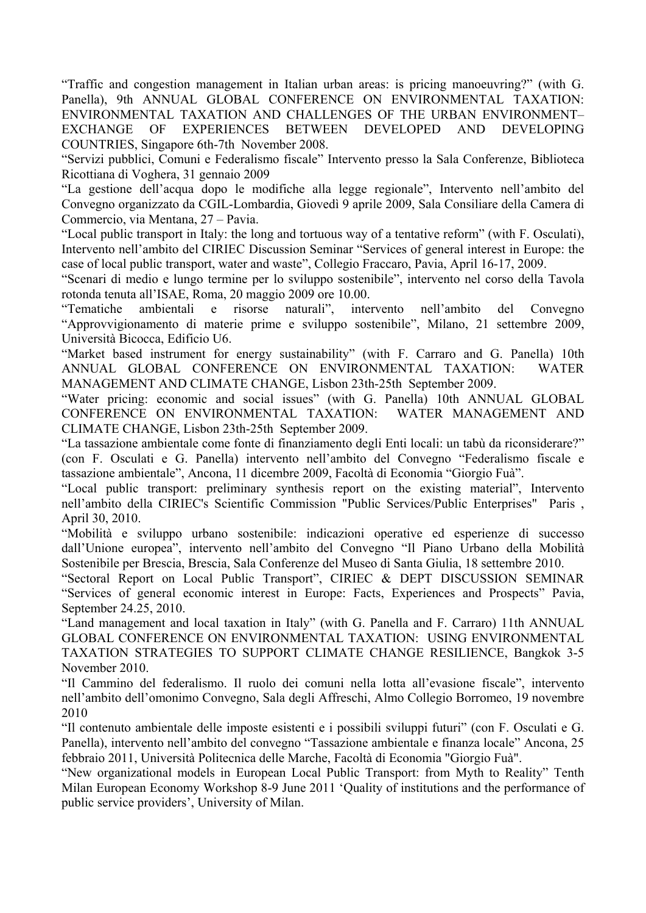“Traffic and congestion management in Italian urban areas: is pricing manoeuvring?” (with G. Panella), 9th ANNUAL GLOBAL CONFERENCE ON ENVIRONMENTAL TAXATION: ENVIRONMENTAL TAXATION AND CHALLENGES OF THE URBAN ENVIRONMENT– EXCHANGE OF EXPERIENCES BETWEEN DEVELOPED AND DEVELOPING COUNTRIES, Singapore 6th-7th November 2008.

“Servizi pubblici, Comuni e Federalismo fiscale” Intervento presso la Sala Conferenze, Biblioteca Ricottiana di Voghera, 31 gennaio 2009

“La gestione dell’acqua dopo le modifiche alla legge regionale”, Intervento nell’ambito del Convegno organizzato da CGIL-Lombardia, Giovedì 9 aprile 2009, Sala Consiliare della Camera di Commercio, via Mentana, 27 – Pavia.

“Local public transport in Italy: the long and tortuous way of a tentative reform” (with F. Osculati), Intervento nell’ambito del CIRIEC Discussion Seminar “Services of general interest in Europe: the case of local public transport, water and waste”, Collegio Fraccaro, Pavia, April 16-17, 2009.

“Scenari di medio e lungo termine per lo sviluppo sostenibile”, intervento nel corso della Tavola rotonda tenuta all’ISAE, Roma, 20 maggio 2009 ore 10.00.

“Tematiche ambientali e risorse naturali”, intervento nell’ambito del Convegno “Approvvigionamento di materie prime e sviluppo sostenibile”, Milano, 21 settembre 2009, Università Bicocca, Edificio U6.

“Market based instrument for energy sustainability” (with F. Carraro and G. Panella) 10th ANNUAL GLOBAL CONFERENCE ON ENVIRONMENTAL TAXATION: WATER MANAGEMENT AND CLIMATE CHANGE, Lisbon 23th-25th September 2009.

“Water pricing: economic and social issues” (with G. Panella) 10th ANNUAL GLOBAL CONFERENCE ON ENVIRONMENTAL TAXATION: WATER MANAGEMENT AND CLIMATE CHANGE, Lisbon 23th-25th September 2009.

“La tassazione ambientale come fonte di finanziamento degli Enti locali: un tabù da riconsiderare?” (con F. Osculati e G. Panella) intervento nell’ambito del Convegno “Federalismo fiscale e tassazione ambientale”, Ancona, 11 dicembre 2009, Facoltà di Economia “Giorgio Fuà”.

“Local public transport: preliminary synthesis report on the existing material”, Intervento nell’ambito della CIRIEC's Scientific Commission "Public Services/Public Enterprises" Paris , April 30, 2010.

“Mobilità e sviluppo urbano sostenibile: indicazioni operative ed esperienze di successo dall’Unione europea”, intervento nell’ambito del Convegno “Il Piano Urbano della Mobilità Sostenibile per Brescia, Brescia, Sala Conferenze del Museo di Santa Giulia, 18 settembre 2010.

“Sectoral Report on Local Public Transport”, CIRIEC & DEPT DISCUSSION SEMINAR “Services of general economic interest in Europe: Facts, Experiences and Prospects” Pavia, September 24.25, 2010.

“Land management and local taxation in Italy” (with G. Panella and F. Carraro) 11th ANNUAL GLOBAL CONFERENCE ON ENVIRONMENTAL TAXATION: USING ENVIRONMENTAL TAXATION STRATEGIES TO SUPPORT CLIMATE CHANGE RESILIENCE, Bangkok 3-5 November 2010.

“Il Cammino del federalismo. Il ruolo dei comuni nella lotta all’evasione fiscale”, intervento nell’ambito dell’omonimo Convegno, Sala degli Affreschi, Almo Collegio Borromeo, 19 novembre 2010

“Il contenuto ambientale delle imposte esistenti e i possibili sviluppi futuri” (con F. Osculati e G. Panella), intervento nell’ambito del convegno “Tassazione ambientale e finanza locale” Ancona, 25 febbraio 2011, Università Politecnica delle Marche, Facoltà di Economia "Giorgio Fuà".

“New organizational models in European Local Public Transport: from Myth to Reality” Tenth Milan European Economy Workshop 8-9 June 2011 ‘Quality of institutions and the performance of public service providers’, University of Milan.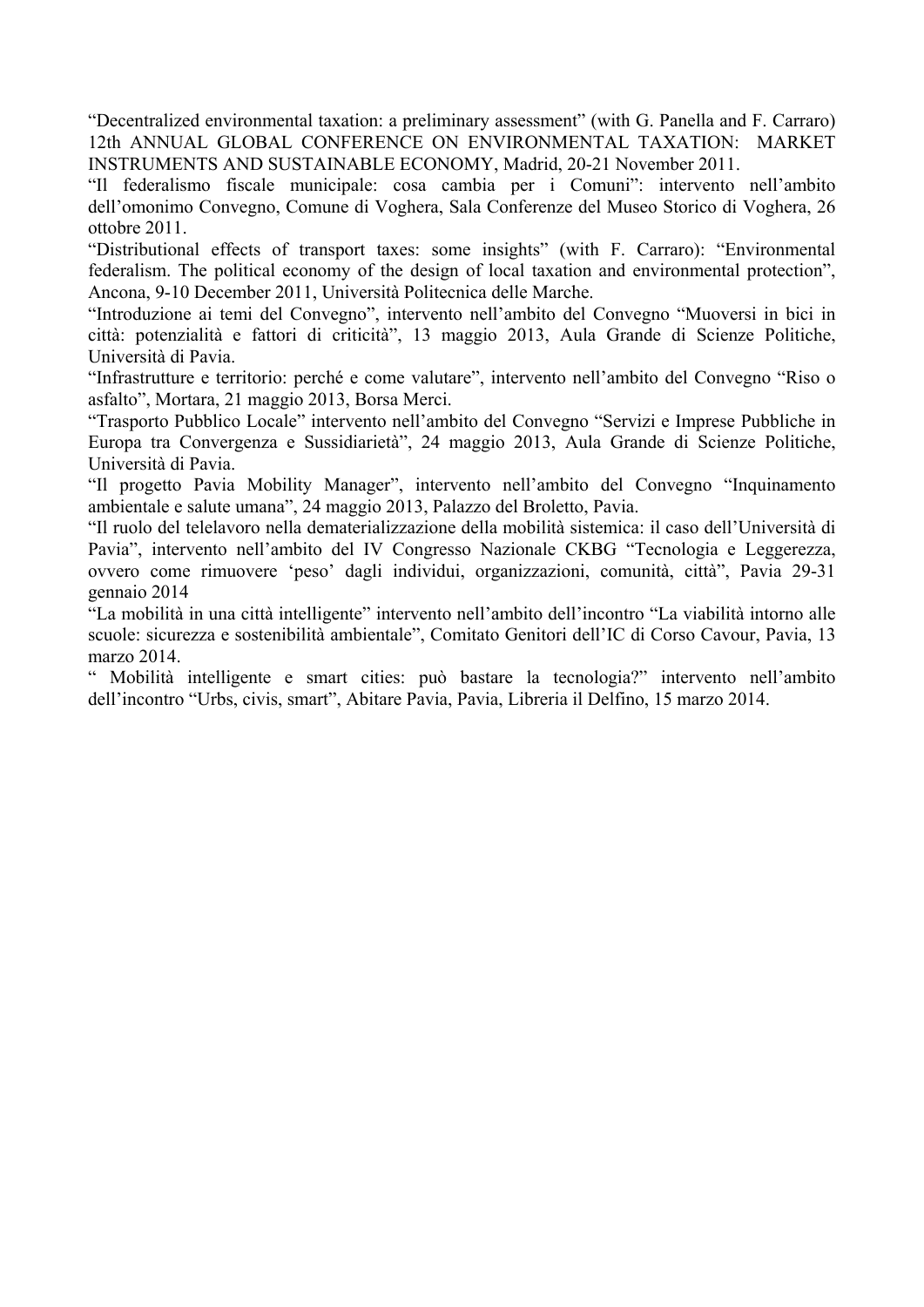“Decentralized environmental taxation: a preliminary assessment” (with G. Panella and F. Carraro) 12th ANNUAL GLOBAL CONFERENCE ON ENVIRONMENTAL TAXATION: MARKET INSTRUMENTS AND SUSTAINABLE ECONOMY, Madrid, 20-21 November 2011.

“Il federalismo fiscale municipale: cosa cambia per i Comuni”: intervento nell’ambito dell’omonimo Convegno, Comune di Voghera, Sala Conferenze del Museo Storico di Voghera, 26 ottobre 2011.

“Distributional effects of transport taxes: some insights” (with F. Carraro): “Environmental federalism. The political economy of the design of local taxation and environmental protection”, Ancona, 9-10 December 2011, Università Politecnica delle Marche.

“Introduzione ai temi del Convegno”, intervento nell’ambito del Convegno “Muoversi in bici in città: potenzialità e fattori di criticità”, 13 maggio 2013, Aula Grande di Scienze Politiche, Università di Pavia.

“Infrastrutture e territorio: perché e come valutare”, intervento nell’ambito del Convegno “Riso o asfalto”, Mortara, 21 maggio 2013, Borsa Merci.

“Trasporto Pubblico Locale” intervento nell’ambito del Convegno “Servizi e Imprese Pubbliche in Europa tra Convergenza e Sussidiarietà”, 24 maggio 2013, Aula Grande di Scienze Politiche, Università di Pavia.

“Il progetto Pavia Mobility Manager”, intervento nell’ambito del Convegno “Inquinamento ambientale e salute umana”, 24 maggio 2013, Palazzo del Broletto, Pavia.

“Il ruolo del telelavoro nella dematerializzazione della mobilità sistemica: il caso dell’Università di Pavia”, intervento nell’ambito del IV Congresso Nazionale CKBG “Tecnologia e Leggerezza, ovvero come rimuovere ‘peso’ dagli individui, organizzazioni, comunità, città”, Pavia 29-31 gennaio 2014

“La mobilità in una città intelligente” intervento nell’ambito dell’incontro “La viabilità intorno alle scuole: sicurezza e sostenibilità ambientale”, Comitato Genitori dell’IC di Corso Cavour, Pavia, 13 marzo 2014.

“ Mobilità intelligente e smart cities: può bastare la tecnologia?” intervento nell’ambito dell’incontro “Urbs, civis, smart”, Abitare Pavia, Pavia, Libreria il Delfino, 15 marzo 2014.